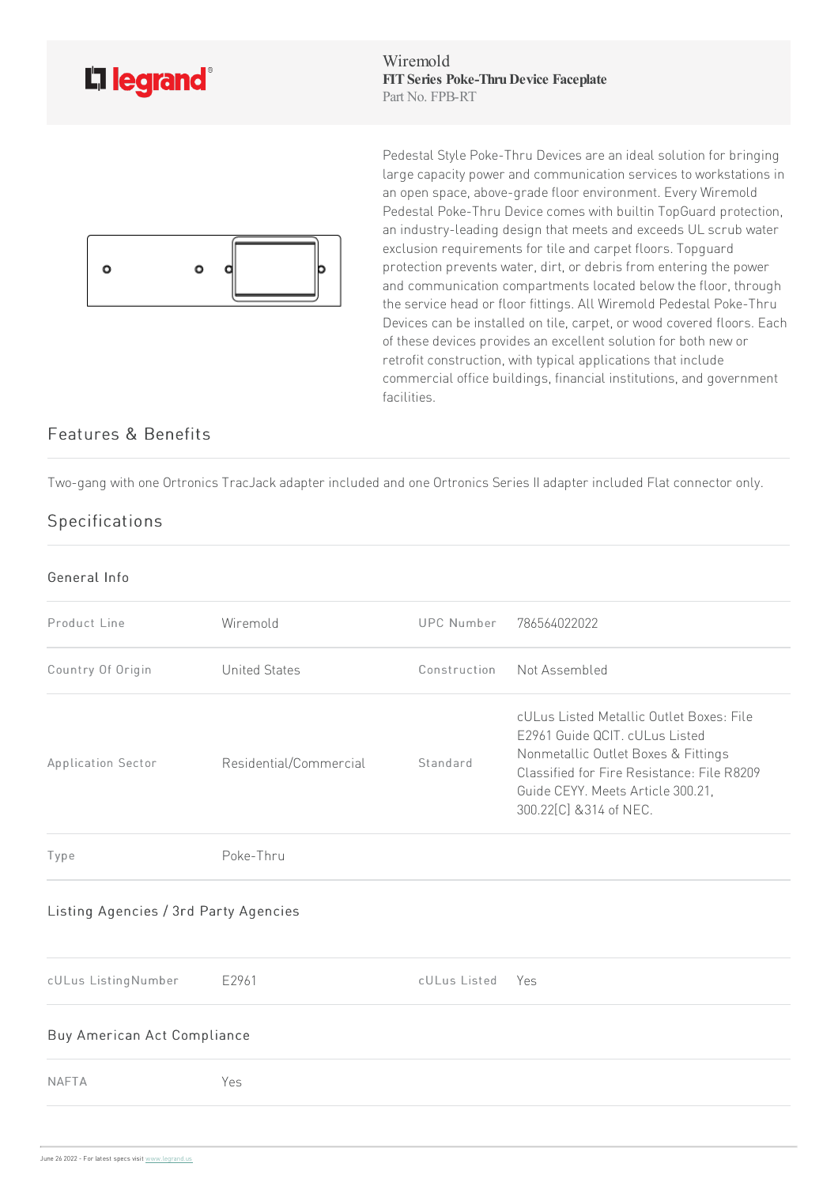Wiremold
**FIT Series Poke-Thru Device Faceplate**
Part No. FPB-RT

Pedestal Style Poke-Thru Devices are an ideal solution for bringing large capacity power and communication services to workstations in an open space, above-grade floor environment. Every Wiremold Pedestal Poke-Thru Device comes with builtin TopGuard protection, an industry-leading design that meets and exceeds UL scrub water exclusion requirements for tile and carpet floors. Topguard protection prevents water, dirt, or debris from entering the power and communication compartments located below the floor, through the service head or floor fittings. All Wiremold Pedestal Poke-Thru Devices can be installed on tile, carpet, or wood covered floors. Each of these devices provides an excellent solution for both new or retrofit construction, with typical applications that include commercial office buildings, financial institutions, and government facilities.

## Features & Benefits

Two-gang with one Ortronics TracJack adapter included and one Ortronics Series II adapter included Flat connector only.

## Specifications

### General Info

| | | | |
|---|---|---|---|
| Product Line | Wiremold | UPC Number | 786564022022 |
| Country Of Origin | United States | Construction | Not Assembled |
| Application Sector | Residential/Commercial | Standard | cULus Listed Metallic Outlet Boxes: File E2961 Guide QCIT. cULus Listed Nonmetallic Outlet Boxes & Fittings Classified for Fire Resistance: File R8209 Guide CEYY. Meets Article 300.21, 300.22[C] &314 of NEC. |
| Type | Poke-Thru | | |

### Listing Agencies / 3rd Party Agencies

| | | | |
|---|---|---|---|
| cULus ListingNumber | E2961 | cULus Listed | Yes |

### Buy American Act Compliance

| | |
|---|---|
| NAFTA | Yes |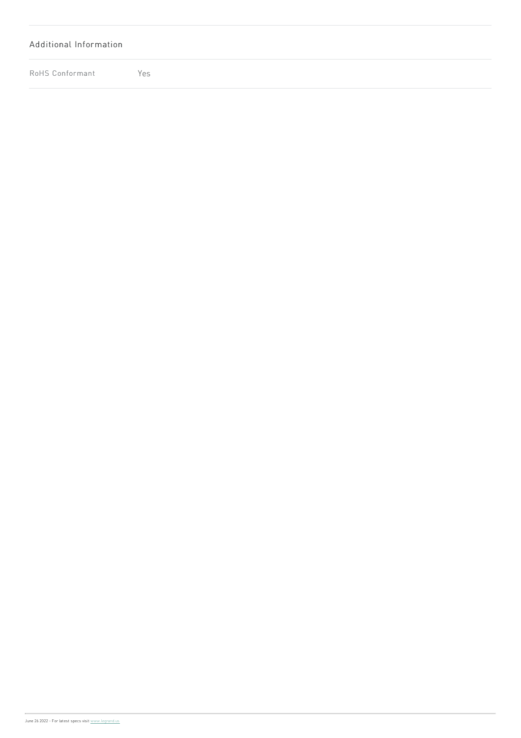## Additional Information

| | |
|---|---|
| RoHS Conformant | Yes |